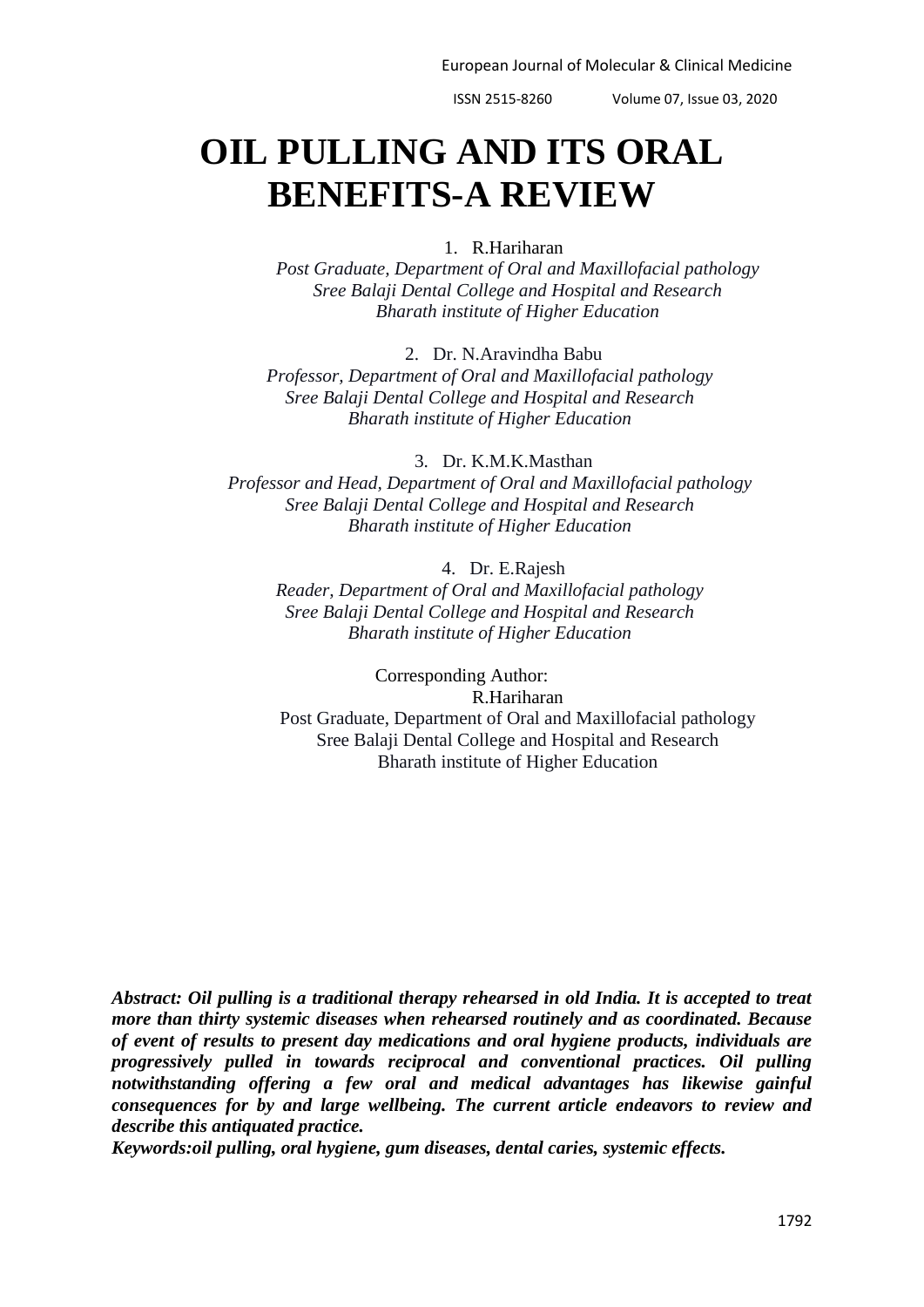# OIL PULLING AND ITS ORAL BENEFITS-A REVIEW

1. R.Hariharan

*Post Graduate, Department of Oral and Maxillofacial pathology*
*Sree Balaji Dental College and Hospital and Research*
*Bharath institute of Higher Education*

2. Dr. N.Aravindha Babu

*Professor, Department of Oral and Maxillofacial pathology*
*Sree Balaji Dental College and Hospital and Research*
*Bharath institute of Higher Education*

3. Dr. K.M.K.Masthan

*Professor and Head, Department of Oral and Maxillofacial pathology*
*Sree Balaji Dental College and Hospital and Research*
*Bharath institute of Higher Education*

4. Dr. E.Rajesh

*Reader, Department of Oral and Maxillofacial pathology*
*Sree Balaji Dental College and Hospital and Research*
*Bharath institute of Higher Education*

Corresponding Author:
R.Hariharan
Post Graduate, Department of Oral and Maxillofacial pathology
Sree Balaji Dental College and Hospital and Research
Bharath institute of Higher Education

***Abstract: Oil pulling is a traditional therapy rehearsed in old India. It is accepted to treat more than thirty systemic diseases when rehearsed routinely and as coordinated. Because of event of results to present day medications and oral hygiene products, individuals are progressively pulled in towards reciprocal and conventional practices. Oil pulling notwithstanding offering a few oral and medical advantages has likewise gainful consequences for by and large wellbeing. The current article endeavors to review and describe this antiquated practice.***

***Keywords:oil pulling, oral hygiene, gum diseases, dental caries, systemic effects.***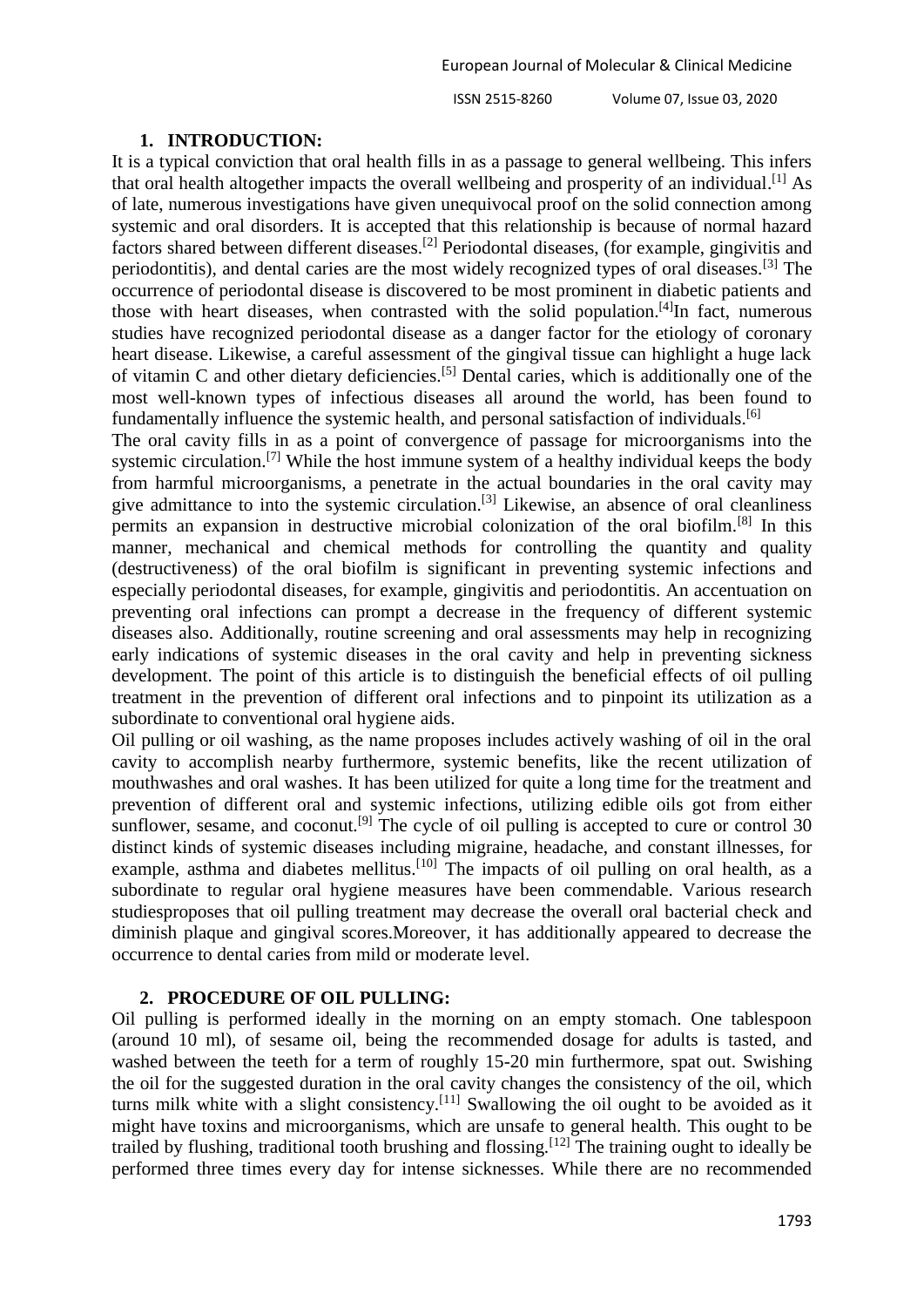## 1. INTRODUCTION:

It is a typical conviction that oral health fills in as a passage to general wellbeing. This infers that oral health altogether impacts the overall wellbeing and prosperity of an individual.[1] As of late, numerous investigations have given unequivocal proof on the solid connection among systemic and oral disorders. It is accepted that this relationship is because of normal hazard factors shared between different diseases.[2] Periodontal diseases, (for example, gingivitis and periodontitis), and dental caries are the most widely recognized types of oral diseases.[3] The occurrence of periodontal disease is discovered to be most prominent in diabetic patients and those with heart diseases, when contrasted with the solid population.[4]In fact, numerous studies have recognized periodontal disease as a danger factor for the etiology of coronary heart disease. Likewise, a careful assessment of the gingival tissue can highlight a huge lack of vitamin C and other dietary deficiencies.[5] Dental caries, which is additionally one of the most well-known types of infectious diseases all around the world, has been found to fundamentally influence the systemic health, and personal satisfaction of individuals.[6]

The oral cavity fills in as a point of convergence of passage for microorganisms into the systemic circulation.[7] While the host immune system of a healthy individual keeps the body from harmful microorganisms, a penetrate in the actual boundaries in the oral cavity may give admittance to into the systemic circulation.[3] Likewise, an absence of oral cleanliness permits an expansion in destructive microbial colonization of the oral biofilm.[8] In this manner, mechanical and chemical methods for controlling the quantity and quality (destructiveness) of the oral biofilm is significant in preventing systemic infections and especially periodontal diseases, for example, gingivitis and periodontitis. An accentuation on preventing oral infections can prompt a decrease in the frequency of different systemic diseases also. Additionally, routine screening and oral assessments may help in recognizing early indications of systemic diseases in the oral cavity and help in preventing sickness development. The point of this article is to distinguish the beneficial effects of oil pulling treatment in the prevention of different oral infections and to pinpoint its utilization as a subordinate to conventional oral hygiene aids.

Oil pulling or oil washing, as the name proposes includes actively washing of oil in the oral cavity to accomplish nearby furthermore, systemic benefits, like the recent utilization of mouthwashes and oral washes. It has been utilized for quite a long time for the treatment and prevention of different oral and systemic infections, utilizing edible oils got from either sunflower, sesame, and coconut.[9] The cycle of oil pulling is accepted to cure or control 30 distinct kinds of systemic diseases including migraine, headache, and constant illnesses, for example, asthma and diabetes mellitus.[10] The impacts of oil pulling on oral health, as a subordinate to regular oral hygiene measures have been commendable. Various research studiesproposes that oil pulling treatment may decrease the overall oral bacterial check and diminish plaque and gingival scores.Moreover, it has additionally appeared to decrease the occurrence to dental caries from mild or moderate level.

## 2. PROCEDURE OF OIL PULLING:

Oil pulling is performed ideally in the morning on an empty stomach. One tablespoon (around 10 ml), of sesame oil, being the recommended dosage for adults is tasted, and washed between the teeth for a term of roughly 15-20 min furthermore, spat out. Swishing the oil for the suggested duration in the oral cavity changes the consistency of the oil, which turns milk white with a slight consistency.[11] Swallowing the oil ought to be avoided as it might have toxins and microorganisms, which are unsafe to general health. This ought to be trailed by flushing, traditional tooth brushing and flossing.[12] The training ought to ideally be performed three times every day for intense sicknesses. While there are no recommended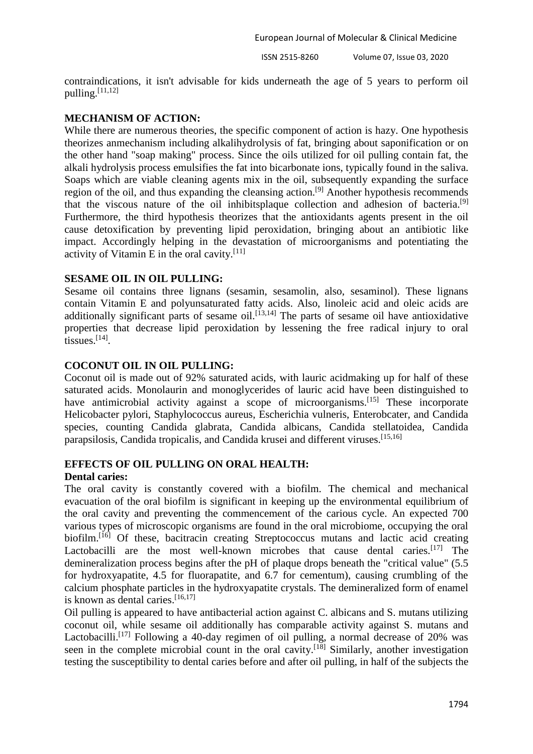contraindications, it isn't advisable for kids underneath the age of 5 years to perform oil pulling.[11,12]

## MECHANISM OF ACTION:

While there are numerous theories, the specific component of action is hazy. One hypothesis theorizes anmechanism including alkalihydrolysis of fat, bringing about saponification or on the other hand "soap making" process. Since the oils utilized for oil pulling contain fat, the alkali hydrolysis process emulsifies the fat into bicarbonate ions, typically found in the saliva. Soaps which are viable cleaning agents mix in the oil, subsequently expanding the surface region of the oil, and thus expanding the cleansing action.[9] Another hypothesis recommends that the viscous nature of the oil inhibitsplaque collection and adhesion of bacteria.[9] Furthermore, the third hypothesis theorizes that the antioxidants agents present in the oil cause detoxification by preventing lipid peroxidation, bringing about an antibiotic like impact. Accordingly helping in the devastation of microorganisms and potentiating the activity of Vitamin E in the oral cavity.[11]

## SESAME OIL IN OIL PULLING:

Sesame oil contains three lignans (sesamin, sesamolin, also, sesaminol). These lignans contain Vitamin E and polyunsaturated fatty acids. Also, linoleic acid and oleic acids are additionally significant parts of sesame oil.[13,14] The parts of sesame oil have antioxidative properties that decrease lipid peroxidation by lessening the free radical injury to oral tissues.[14].

## COCONUT OIL IN OIL PULLING:

Coconut oil is made out of 92% saturated acids, with lauric acidmaking up for half of these saturated acids. Monolaurin and monoglycerides of lauric acid have been distinguished to have antimicrobial activity against a scope of microorganisms.[15] These incorporate Helicobacter pylori, Staphylococcus aureus, Escherichia vulneris, Enterobcater, and Candida species, counting Candida glabrata, Candida albicans, Candida stellatoidea, Candida parapsilosis, Candida tropicalis, and Candida krusei and different viruses.[15,16]

## EFFECTS OF OIL PULLING ON ORAL HEALTH:

### Dental caries:

The oral cavity is constantly covered with a biofilm. The chemical and mechanical evacuation of the oral biofilm is significant in keeping up the environmental equilibrium of the oral cavity and preventing the commencement of the carious cycle. An expected 700 various types of microscopic organisms are found in the oral microbiome, occupying the oral biofilm.[16] Of these, bacitracin creating Streptococcus mutans and lactic acid creating Lactobacilli are the most well-known microbes that cause dental caries.[17] The demineralization process begins after the pH of plaque drops beneath the "critical value" (5.5 for hydroxyapatite, 4.5 for fluorapatite, and 6.7 for cementum), causing crumbling of the calcium phosphate particles in the hydroxyapatite crystals. The demineralized form of enamel is known as dental caries.[16,17]

Oil pulling is appeared to have antibacterial action against C. albicans and S. mutans utilizing coconut oil, while sesame oil additionally has comparable activity against S. mutans and Lactobacilli.[17] Following a 40-day regimen of oil pulling, a normal decrease of 20% was seen in the complete microbial count in the oral cavity.[18] Similarly, another investigation testing the susceptibility to dental caries before and after oil pulling, in half of the subjects the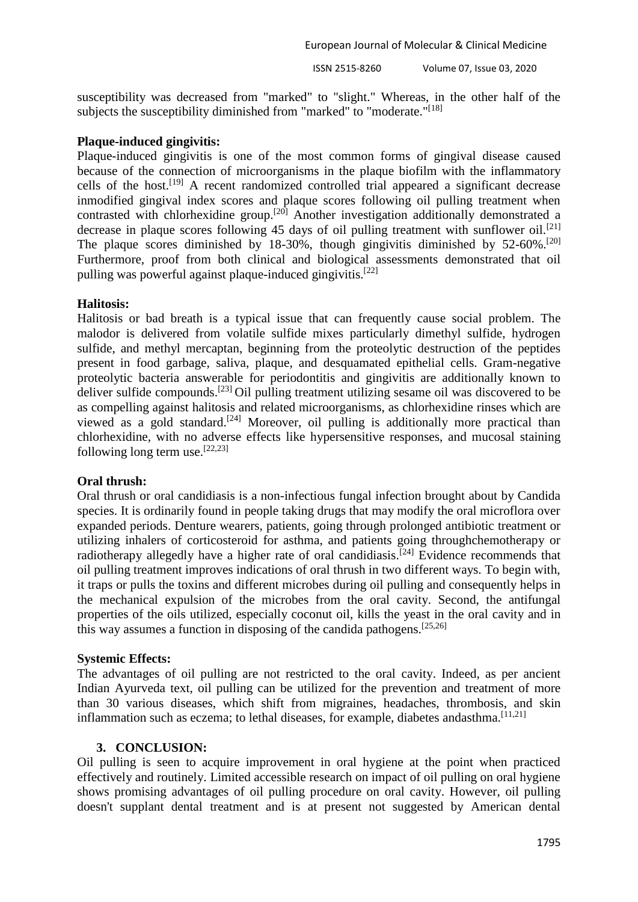susceptibility was decreased from "marked" to "slight." Whereas, in the other half of the subjects the susceptibility diminished from "marked" to "moderate."[18]

**Plaque-induced gingivitis:**

Plaque-induced gingivitis is one of the most common forms of gingival disease caused because of the connection of microorganisms in the plaque biofilm with the inflammatory cells of the host.[19] A recent randomized controlled trial appeared a significant decrease inmodified gingival index scores and plaque scores following oil pulling treatment when contrasted with chlorhexidine group.[20] Another investigation additionally demonstrated a decrease in plaque scores following 45 days of oil pulling treatment with sunflower oil.[21] The plaque scores diminished by 18-30%, though gingivitis diminished by 52-60%.[20] Furthermore, proof from both clinical and biological assessments demonstrated that oil pulling was powerful against plaque-induced gingivitis.[22]

**Halitosis:**

Halitosis or bad breath is a typical issue that can frequently cause social problem. The malodor is delivered from volatile sulfide mixes particularly dimethyl sulfide, hydrogen sulfide, and methyl mercaptan, beginning from the proteolytic destruction of the peptides present in food garbage, saliva, plaque, and desquamated epithelial cells. Gram-negative proteolytic bacteria answerable for periodontitis and gingivitis are additionally known to deliver sulfide compounds.[23] Oil pulling treatment utilizing sesame oil was discovered to be as compelling against halitosis and related microorganisms, as chlorhexidine rinses which are viewed as a gold standard.[24] Moreover, oil pulling is additionally more practical than chlorhexidine, with no adverse effects like hypersensitive responses, and mucosal staining following long term use.[22,23]

**Oral thrush:**

Oral thrush or oral candidiasis is a non-infectious fungal infection brought about by Candida species. It is ordinarily found in people taking drugs that may modify the oral microflora over expanded periods. Denture wearers, patients, going through prolonged antibiotic treatment or utilizing inhalers of corticosteroid for asthma, and patients going throughchemotherapy or radiotherapy allegedly have a higher rate of oral candidiasis.[24] Evidence recommends that oil pulling treatment improves indications of oral thrush in two different ways. To begin with, it traps or pulls the toxins and different microbes during oil pulling and consequently helps in the mechanical expulsion of the microbes from the oral cavity. Second, the antifungal properties of the oils utilized, especially coconut oil, kills the yeast in the oral cavity and in this way assumes a function in disposing of the candida pathogens.[25,26]

**Systemic Effects:**

The advantages of oil pulling are not restricted to the oral cavity. Indeed, as per ancient Indian Ayurveda text, oil pulling can be utilized for the prevention and treatment of more than 30 various diseases, which shift from migraines, headaches, thrombosis, and skin inflammation such as eczema; to lethal diseases, for example, diabetes andasthma.[11,21]

## 3. CONCLUSION:

Oil pulling is seen to acquire improvement in oral hygiene at the point when practiced effectively and routinely. Limited accessible research on impact of oil pulling on oral hygiene shows promising advantages of oil pulling procedure on oral cavity. However, oil pulling doesn't supplant dental treatment and is at present not suggested by American dental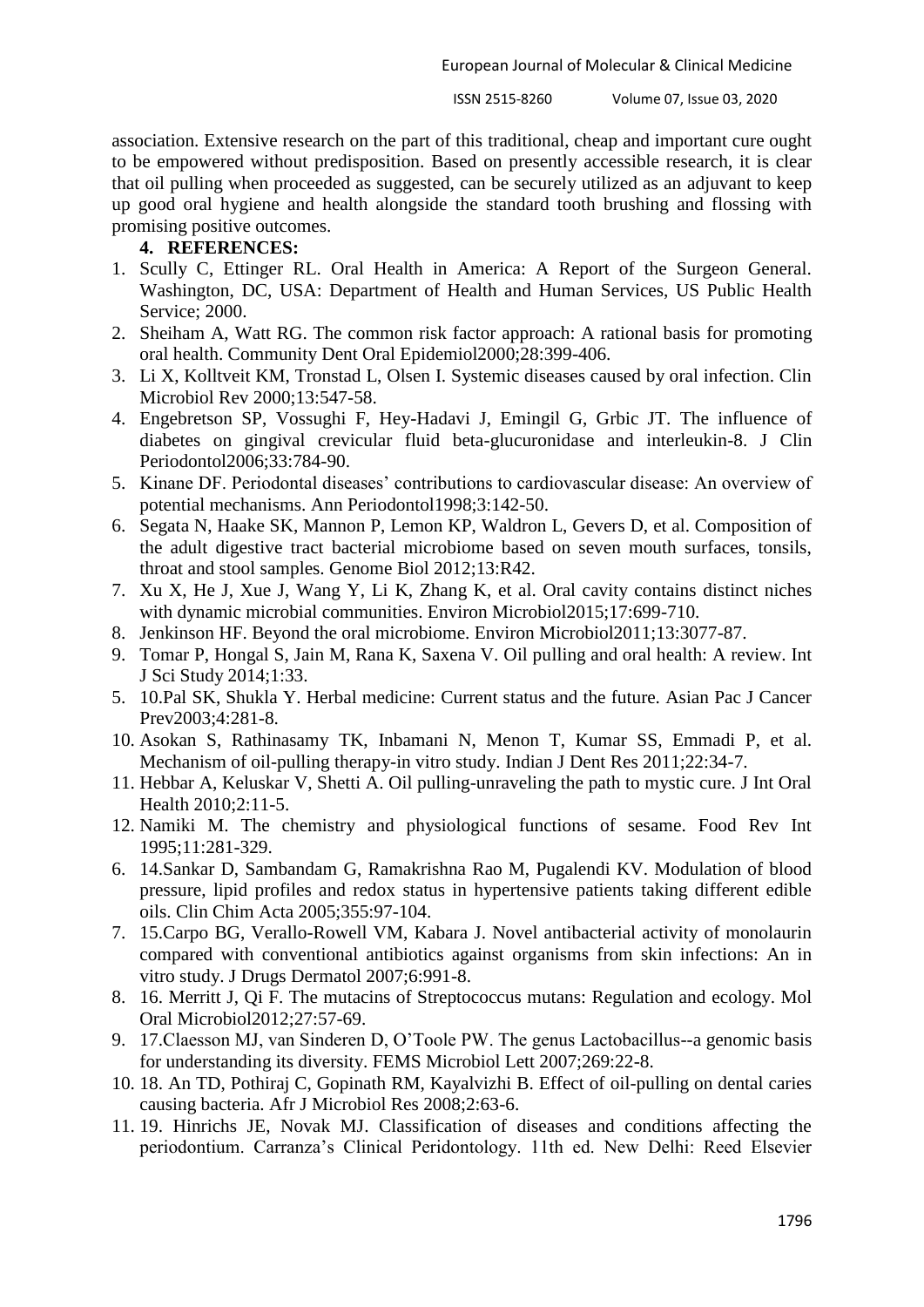association. Extensive research on the part of this traditional, cheap and important cure ought to be empowered without predisposition. Based on presently accessible research, it is clear that oil pulling when proceeded as suggested, can be securely utilized as an adjuvant to keep up good oral hygiene and health alongside the standard tooth brushing and flossing with promising positive outcomes.

## 4. REFERENCES:

1. Scully C, Ettinger RL. Oral Health in America: A Report of the Surgeon General. Washington, DC, USA: Department of Health and Human Services, US Public Health Service; 2000.
2. Sheiham A, Watt RG. The common risk factor approach: A rational basis for promoting oral health. Community Dent Oral Epidemiol2000;28:399-406.
3. Li X, Kolltveit KM, Tronstad L, Olsen I. Systemic diseases caused by oral infection. Clin Microbiol Rev 2000;13:547-58.
4. Engebretson SP, Vossughi F, Hey-Hadavi J, Emingil G, Grbic JT. The influence of diabetes on gingival crevicular fluid beta-glucuronidase and interleukin-8. J Clin Periodontol2006;33:784-90.
5. Kinane DF. Periodontal diseases' contributions to cardiovascular disease: An overview of potential mechanisms. Ann Periodontol1998;3:142-50.
6. Segata N, Haake SK, Mannon P, Lemon KP, Waldron L, Gevers D, et al. Composition of the adult digestive tract bacterial microbiome based on seven mouth surfaces, tonsils, throat and stool samples. Genome Biol 2012;13:R42.
7. Xu X, He J, Xue J, Wang Y, Li K, Zhang K, et al. Oral cavity contains distinct niches with dynamic microbial communities. Environ Microbiol2015;17:699-710.
8. Jenkinson HF. Beyond the oral microbiome. Environ Microbiol2011;13:3077-87.
9. Tomar P, Hongal S, Jain M, Rana K, Saxena V. Oil pulling and oral health: A review. Int J Sci Study 2014;1:33.
5. 10.Pal SK, Shukla Y. Herbal medicine: Current status and the future. Asian Pac J Cancer Prev2003;4:281-8.
10. Asokan S, Rathinasamy TK, Inbamani N, Menon T, Kumar SS, Emmadi P, et al. Mechanism of oil-pulling therapy-in vitro study. Indian J Dent Res 2011;22:34-7.
11. Hebbar A, Keluskar V, Shetti A. Oil pulling-unraveling the path to mystic cure. J Int Oral Health 2010;2:11-5.
12. Namiki M. The chemistry and physiological functions of sesame. Food Rev Int 1995;11:281-329.
6. 14.Sankar D, Sambandam G, Ramakrishna Rao M, Pugalendi KV. Modulation of blood pressure, lipid profiles and redox status in hypertensive patients taking different edible oils. Clin Chim Acta 2005;355:97-104.
7. 15.Carpo BG, Verallo-Rowell VM, Kabara J. Novel antibacterial activity of monolaurin compared with conventional antibiotics against organisms from skin infections: An in vitro study. J Drugs Dermatol 2007;6:991-8.
8. 16. Merritt J, Qi F. The mutacins of Streptococcus mutans: Regulation and ecology. Mol Oral Microbiol2012;27:57-69.
9. 17.Claesson MJ, van Sinderen D, O'Toole PW. The genus Lactobacillus--a genomic basis for understanding its diversity. FEMS Microbiol Lett 2007;269:22-8.
10. 18. An TD, Pothiraj C, Gopinath RM, Kayalvizhi B. Effect of oil-pulling on dental caries causing bacteria. Afr J Microbiol Res 2008;2:63-6.
11. 19. Hinrichs JE, Novak MJ. Classification of diseases and conditions affecting the periodontium. Carranza's Clinical Peridontology. 11th ed. New Delhi: Reed Elsevier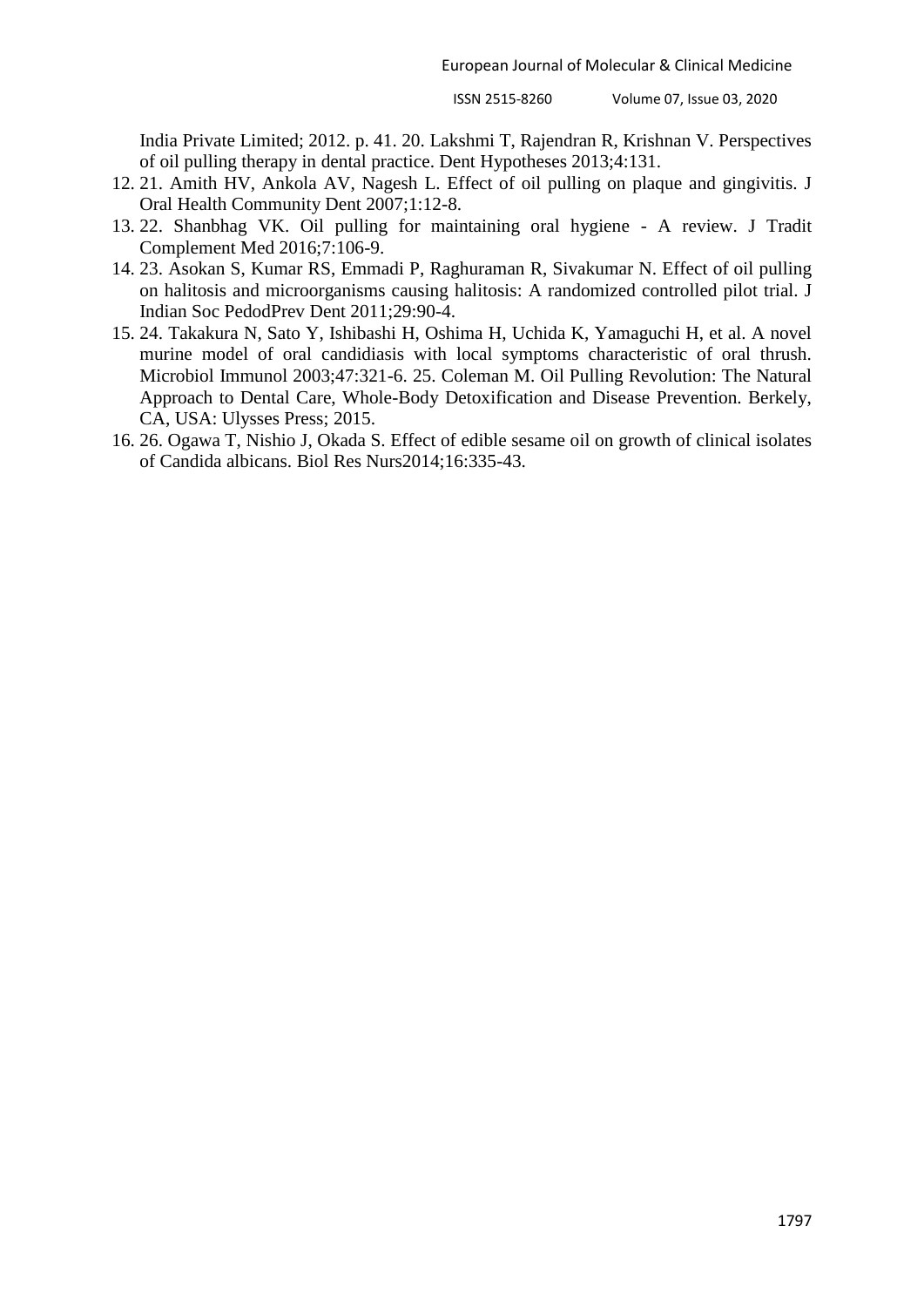India Private Limited; 2012. p. 41. 20. Lakshmi T, Rajendran R, Krishnan V. Perspectives of oil pulling therapy in dental practice. Dent Hypotheses 2013;4:131.

12. 21. Amith HV, Ankola AV, Nagesh L. Effect of oil pulling on plaque and gingivitis. J Oral Health Community Dent 2007;1:12-8.
13. 22. Shanbhag VK. Oil pulling for maintaining oral hygiene - A review. J Tradit Complement Med 2016;7:106-9.
14. 23. Asokan S, Kumar RS, Emmadi P, Raghuraman R, Sivakumar N. Effect of oil pulling on halitosis and microorganisms causing halitosis: A randomized controlled pilot trial. J Indian Soc PedodPrev Dent 2011;29:90-4.
15. 24. Takakura N, Sato Y, Ishibashi H, Oshima H, Uchida K, Yamaguchi H, et al. A novel murine model of oral candidiasis with local symptoms characteristic of oral thrush. Microbiol Immunol 2003;47:321-6. 25. Coleman M. Oil Pulling Revolution: The Natural Approach to Dental Care, Whole-Body Detoxification and Disease Prevention. Berkely, CA, USA: Ulysses Press; 2015.
16. 26. Ogawa T, Nishio J, Okada S. Effect of edible sesame oil on growth of clinical isolates of Candida albicans. Biol Res Nurs2014;16:335-43.